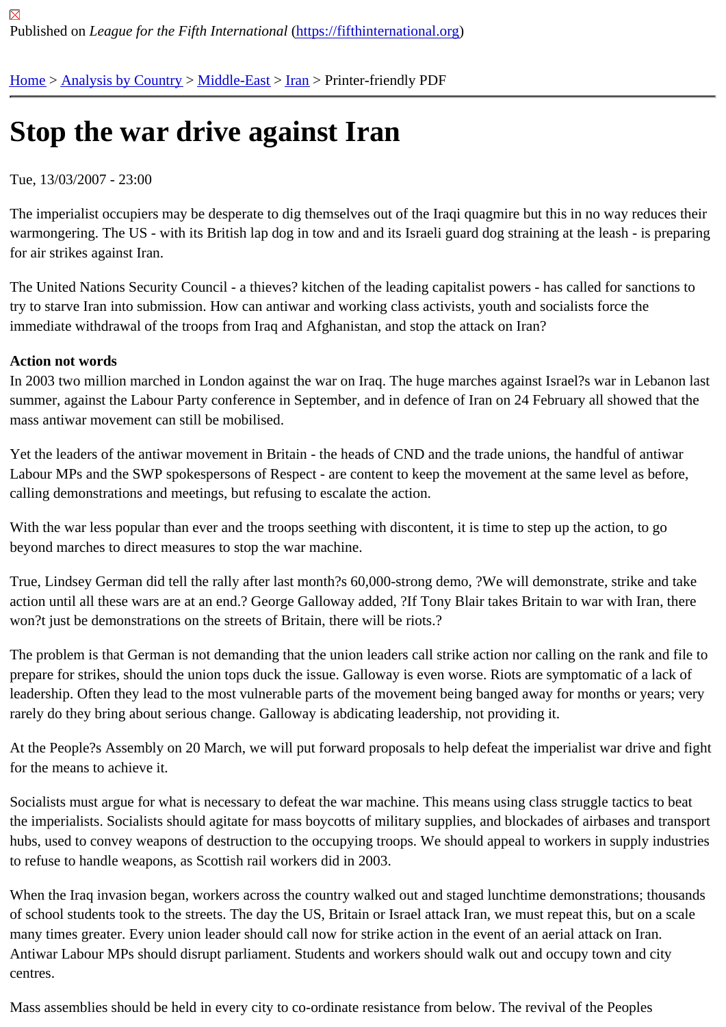Published on *League for the Fifth International* (https://fifthinternational.org)

Home > Analysis by Country > Middle-East > Iran > Printer-friendly PDF

# Stop the war drive against Iran

Tue, 13/03/2007 - 23:00

The imperialist occupiers may be desperate to dig themselves out of the Iraqi quagmire but this in no way reduces their warmongering. The US - with its British lap dog in tow and and its Israeli guard dog straining at the leash - is preparing for air strikes against Iran.

The United Nations Security Council - a thieves? kitchen of the leading capitalist powers - has called for sanctions to try to starve Iran into submission. How can antiwar and working class activists, youth and socialists force the immediate withdrawal of the troops from Iraq and Afghanistan, and stop the attack on Iran?

**Action not words**

In 2003 two million marched in London against the war on Iraq. The huge marches against Israel?s war in Lebanon last summer, against the Labour Party conference in September, and in defence of Iran on 24 February all showed that the mass antiwar movement can still be mobilised.

Yet the leaders of the antiwar movement in Britain - the heads of CND and the trade unions, the handful of antiwar Labour MPs and the SWP spokespersons of Respect - are content to keep the movement at the same level as before, calling demonstrations and meetings, but refusing to escalate the action.

With the war less popular than ever and the troops seething with discontent, it is time to step up the action, to go beyond marches to direct measures to stop the war machine.

True, Lindsey German did tell the rally after last month?s 60,000-strong demo, ?We will demonstrate, strike and take action until all these wars are at an end.? George Galloway added, ?If Tony Blair takes Britain to war with Iran, there won?t just be demonstrations on the streets of Britain, there will be riots.?

The problem is that German is not demanding that the union leaders call strike action nor calling on the rank and file to prepare for strikes, should the union tops duck the issue. Galloway is even worse. Riots are symptomatic of a lack of leadership. Often they lead to the most vulnerable parts of the movement being banged away for months or years; very rarely do they bring about serious change. Galloway is abdicating leadership, not providing it.

At the People?s Assembly on 20 March, we will put forward proposals to help defeat the imperialist war drive and fight for the means to achieve it.

Socialists must argue for what is necessary to defeat the war machine. This means using class struggle tactics to beat the imperialists. Socialists should agitate for mass boycotts of military supplies, and blockades of airbases and transport hubs, used to convey weapons of destruction to the occupying troops. We should appeal to workers in supply industries to refuse to handle weapons, as Scottish rail workers did in 2003.

When the Iraq invasion began, workers across the country walked out and staged lunchtime demonstrations; thousands of school students took to the streets. The day the US, Britain or Israel attack Iran, we must repeat this, but on a scale many times greater. Every union leader should call now for strike action in the event of an aerial attack on Iran. Antiwar Labour MPs should disrupt parliament. Students and workers should walk out and occupy town and city centres.

Mass assemblies should be held in every city to co-ordinate resistance from below. The revival of the Peoples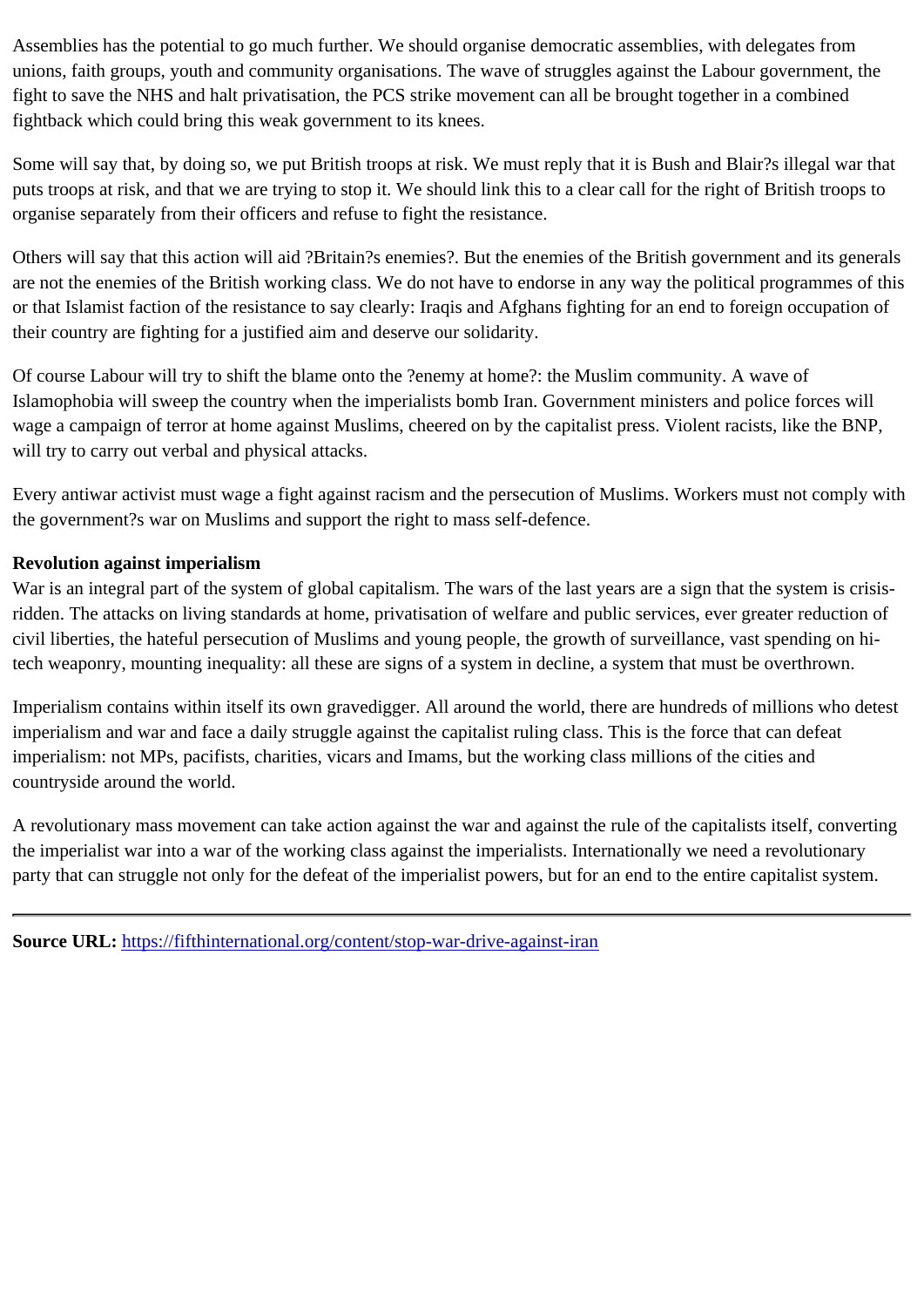Assemblies has the potential to go much further. We should organise democratic assemblies, with delegates from unions, faith groups, youth and community organisations. The wave of struggles against the Labour government, the fight to save the NHS and halt privatisation, the PCS strike movement can all be brought together in a combined fightback which could bring this weak government to its knees.

Some will say that, by doing so, we put British troops at risk. We must reply that it is Bush and Blair?s illegal war that puts troops at risk, and that we are trying to stop it. We should link this to a clear call for the right of British troops to organise separately from their officers and refuse to fight the resistance.

Others will say that this action will aid ?Britain?s enemies?. But the enemies of the British government and its generals are not the enemies of the British working class. We do not have to endorse in any way the political programmes of this or that Islamist faction of the resistance to say clearly: Iraqis and Afghans fighting for an end to foreign occupation of their country are fighting for a justified aim and deserve our solidarity.

Of course Labour will try to shift the blame onto the ?enemy at home?: the Muslim community. A wave of Islamophobia will sweep the country when the imperialists bomb Iran. Government ministers and police forces will wage a campaign of terror at home against Muslims, cheered on by the capitalist press. Violent racists, like the BNP, will try to carry out verbal and physical attacks.

Every antiwar activist must wage a fight against racism and the persecution of Muslims. Workers must not comply with the government?s war on Muslims and support the right to mass self-defence.

**Revolution against imperialism**

War is an integral part of the system of global capitalism. The wars of the last years are a sign that the system is crisis-ridden. The attacks on living standards at home, privatisation of welfare and public services, ever greater reduction of civil liberties, the hateful persecution of Muslims and young people, the growth of surveillance, vast spending on hi-tech weaponry, mounting inequality: all these are signs of a system in decline, a system that must be overthrown.

Imperialism contains within itself its own gravedigger. All around the world, there are hundreds of millions who detest imperialism and war and face a daily struggle against the capitalist ruling class. This is the force that can defeat imperialism: not MPs, pacifists, charities, vicars and Imams, but the working class millions of the cities and countryside around the world.

A revolutionary mass movement can take action against the war and against the rule of the capitalists itself, converting the imperialist war into a war of the working class against the imperialists. Internationally we need a revolutionary party that can struggle not only for the defeat of the imperialist powers, but for an end to the entire capitalist system.

---

**Source URL:** https://fifthinternational.org/content/stop-war-drive-against-iran